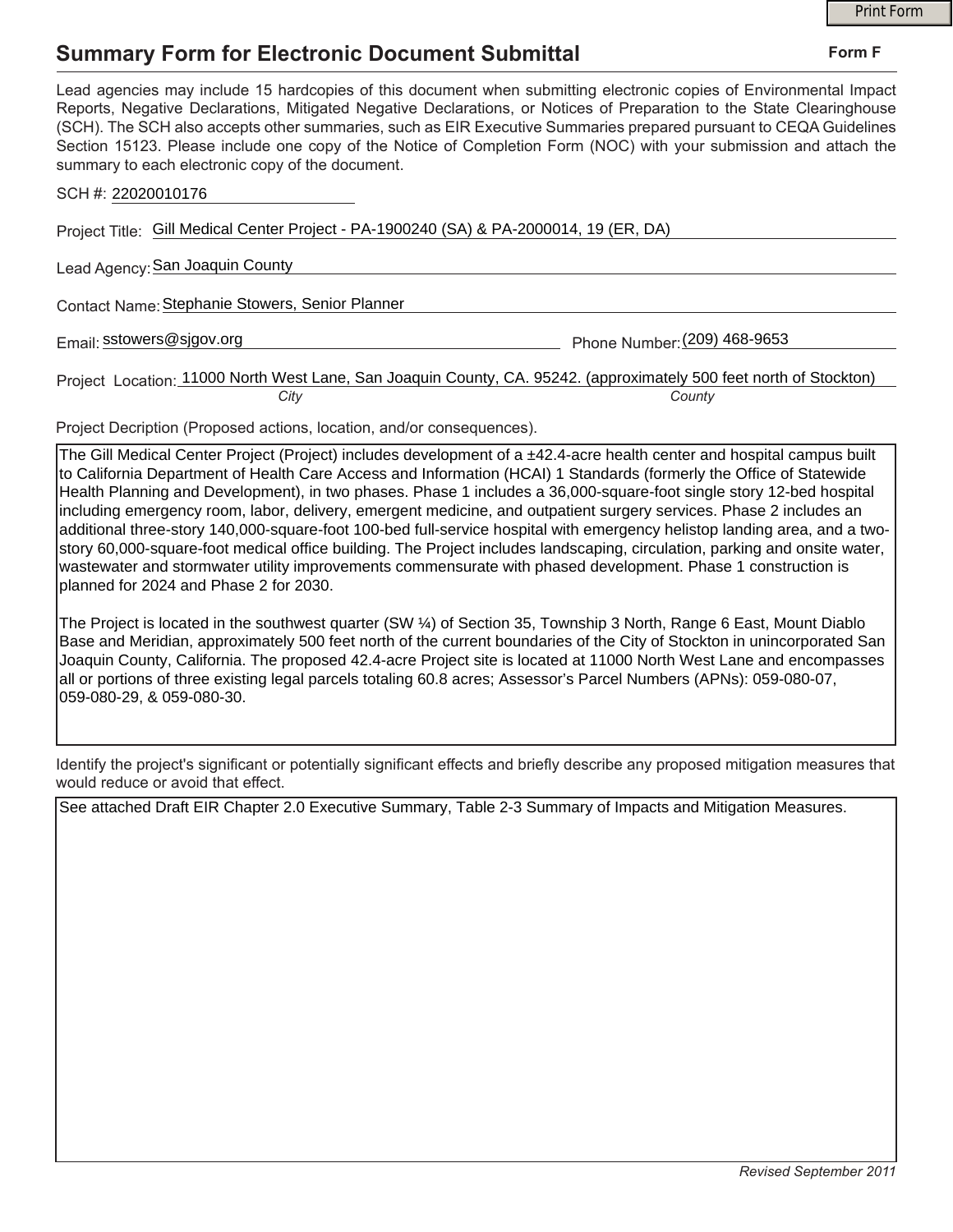Print Form

# Summary Form for Electronic Document Submittal

**Form F**

Lead agencies may include 15 hardcopies of this document when submitting electronic copies of Environmental Impact Reports, Negative Declarations, Mitigated Negative Declarations, or Notices of Preparation to the State Clearinghouse (SCH). The SCH also accepts other summaries, such as EIR Executive Summaries prepared pursuant to CEQA Guidelines Section 15123. Please include one copy of the Notice of Completion Form (NOC) with your submission and attach the summary to each electronic copy of the document.

SCH #: 22020010176

Project Title: Gill Medical Center Project - PA-1900240 (SA) & PA-2000014, 19 (ER, DA)

Lead Agency: San Joaquin County

Contact Name: Stephanie Stowers, Senior Planner

Email: sstowers@sjgov.org

Phone Number: (209) 468-9653

Project Location: 11000 North West Lane, San Joaquin County, CA. 95242. (approximately 500 feet north of Stockton)

*City* *County*

Project Decription (Proposed actions, location, and/or consequences).

The Gill Medical Center Project (Project) includes development of a ±42.4-acre health center and hospital campus built to California Department of Health Care Access and Information (HCAI) 1 Standards (formerly the Office of Statewide Health Planning and Development), in two phases. Phase 1 includes a 36,000-square-foot single story 12-bed hospital including emergency room, labor, delivery, emergent medicine, and outpatient surgery services. Phase 2 includes an additional three-story 140,000-square-foot 100-bed full-service hospital with emergency helistop landing area, and a two-story 60,000-square-foot medical office building. The Project includes landscaping, circulation, parking and onsite water, wastewater and stormwater utility improvements commensurate with phased development. Phase 1 construction is planned for 2024 and Phase 2 for 2030.

The Project is located in the southwest quarter (SW ¼) of Section 35, Township 3 North, Range 6 East, Mount Diablo Base and Meridian, approximately 500 feet north of the current boundaries of the City of Stockton in unincorporated San Joaquin County, California. The proposed 42.4-acre Project site is located at 11000 North West Lane and encompasses all or portions of three existing legal parcels totaling 60.8 acres; Assessor's Parcel Numbers (APNs): 059-080-07, 059-080-29, & 059-080-30.

Identify the project's significant or potentially significant effects and briefly describe any proposed mitigation measures that would reduce or avoid that effect.

See attached Draft EIR Chapter 2.0 Executive Summary, Table 2-3 Summary of Impacts and Mitigation Measures.

*Revised September 2011*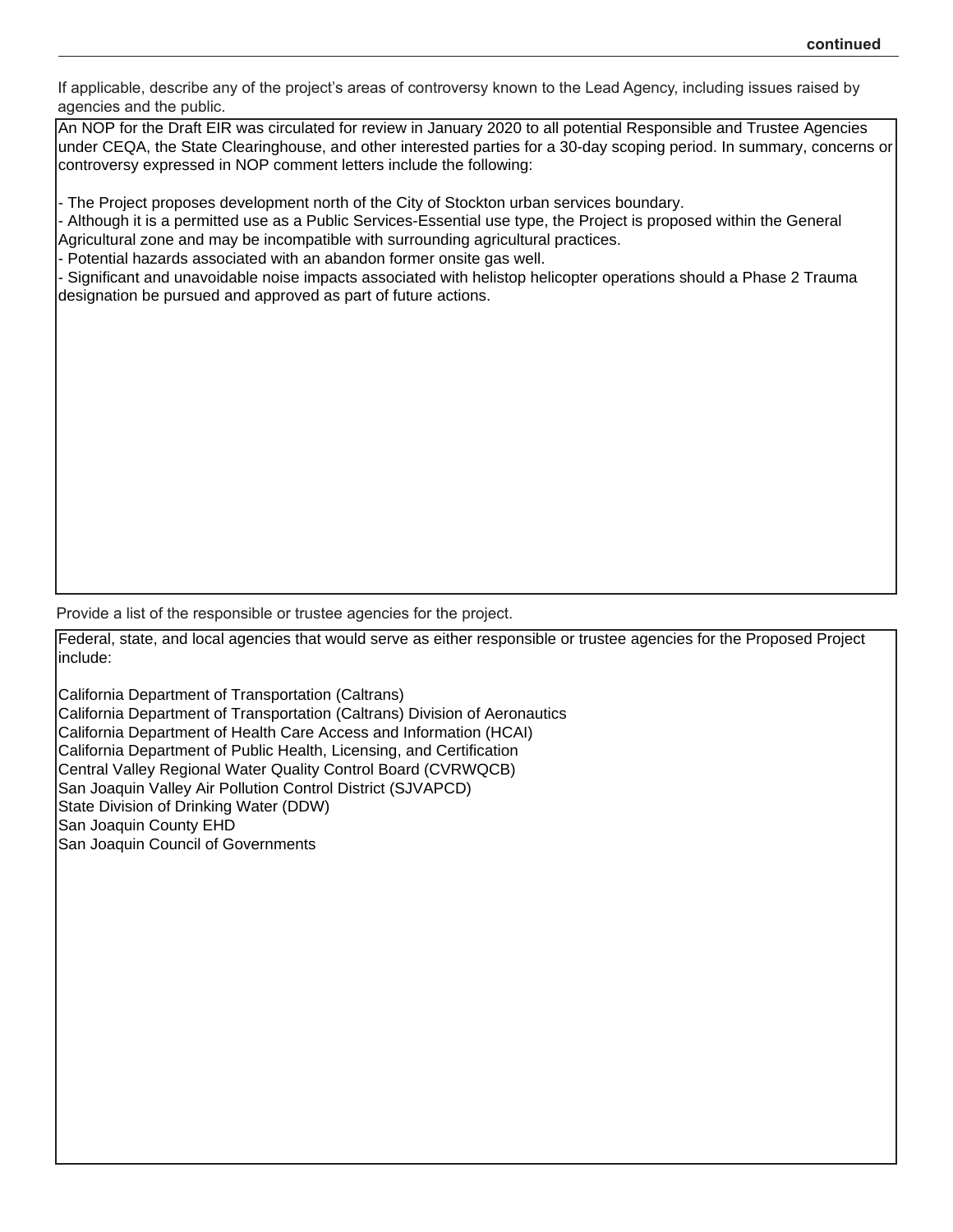If applicable, describe any of the project's areas of controversy known to the Lead Agency, including issues raised by agencies and the public.

An NOP for the Draft EIR was circulated for review in January 2020 to all potential Responsible and Trustee Agencies under CEQA, the State Clearinghouse, and other interested parties for a 30-day scoping period. In summary, concerns or controversy expressed in NOP comment letters include the following:

- The Project proposes development north of the City of Stockton urban services boundary.
- Although it is a permitted use as a Public Services-Essential use type, the Project is proposed within the General Agricultural zone and may be incompatible with surrounding agricultural practices.
- Potential hazards associated with an abandon former onsite gas well.
- Significant and unavoidable noise impacts associated with helistop helicopter operations should a Phase 2 Trauma designation be pursued and approved as part of future actions.

Provide a list of the responsible or trustee agencies for the project.

Federal, state, and local agencies that would serve as either responsible or trustee agencies for the Proposed Project include:

California Department of Transportation (Caltrans)
California Department of Transportation (Caltrans) Division of Aeronautics
California Department of Health Care Access and Information (HCAI)
California Department of Public Health, Licensing, and Certification
Central Valley Regional Water Quality Control Board (CVRWQCB)
San Joaquin Valley Air Pollution Control District (SJVAPCD)
State Division of Drinking Water (DDW)
San Joaquin County EHD
San Joaquin Council of Governments